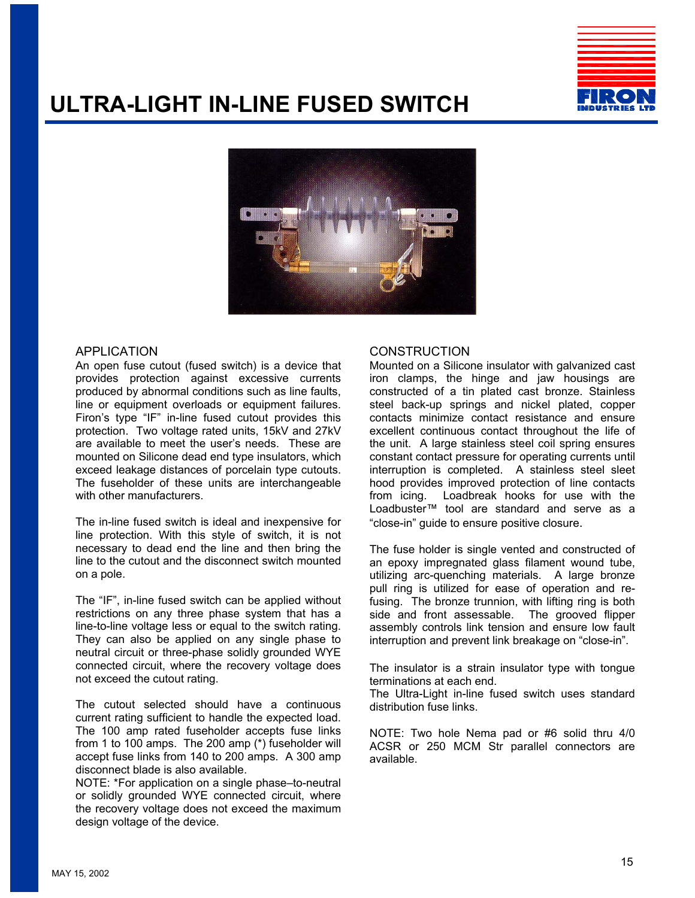# ULTRA-LIGHT IN-LINE FUSED SWITCH

## APPLICATION

An open fuse cutout (fused switch) is a device that provides protection against excessive currents produced by abnormal conditions such as line faults, line or equipment overloads or equipment failures. Firon's type "IF" in-line fused cutout provides this protection. Two voltage rated units, 15kV and 27kV are available to meet the user's needs. These are mounted on Silicone dead end type insulators, which exceed leakage distances of porcelain type cutouts. The fuseholder of these units are interchangeable with other manufacturers.

The in-line fused switch is ideal and inexpensive for line protection. With this style of switch, it is not necessary to dead end the line and then bring the line to the cutout and the disconnect switch mounted on a pole.

The "IF", in-line fused switch can be applied without restrictions on any three phase system that has a line-to-line voltage less or equal to the switch rating. They can also be applied on any single phase to neutral circuit or three-phase solidly grounded WYE connected circuit, where the recovery voltage does not exceed the cutout rating.

The cutout selected should have a continuous current rating sufficient to handle the expected load. The 100 amp rated fuseholder accepts fuse links from 1 to 100 amps. The 200 amp (*) fuseholder will accept fuse links from 140 to 200 amps. A 300 amp disconnect blade is also available.

NOTE: *For application on a single phase–to-neutral or solidly grounded WYE connected circuit, where the recovery voltage does not exceed the maximum design voltage of the device.

## CONSTRUCTION

Mounted on a Silicone insulator with galvanized cast iron clamps, the hinge and jaw housings are constructed of a tin plated cast bronze. Stainless steel back-up springs and nickel plated, copper contacts minimize contact resistance and ensure excellent continuous contact throughout the life of the unit. A large stainless steel coil spring ensures constant contact pressure for operating currents until interruption is completed. A stainless steel sleet hood provides improved protection of line contacts from icing. Loadbreak hooks for use with the Loadbuster™ tool are standard and serve as a "close-in" guide to ensure positive closure.

The fuse holder is single vented and constructed of an epoxy impregnated glass filament wound tube, utilizing arc-quenching materials. A large bronze pull ring is utilized for ease of operation and re-fusing. The bronze trunnion, with lifting ring is both side and front assessable. The grooved flipper assembly controls link tension and ensure low fault interruption and prevent link breakage on "close-in".

The insulator is a strain insulator type with tongue terminations at each end.

The Ultra-Light in-line fused switch uses standard distribution fuse links.

NOTE: Two hole Nema pad or #6 solid thru 4/0 ACSR or 250 MCM Str parallel connectors are available.

MAY 15, 2002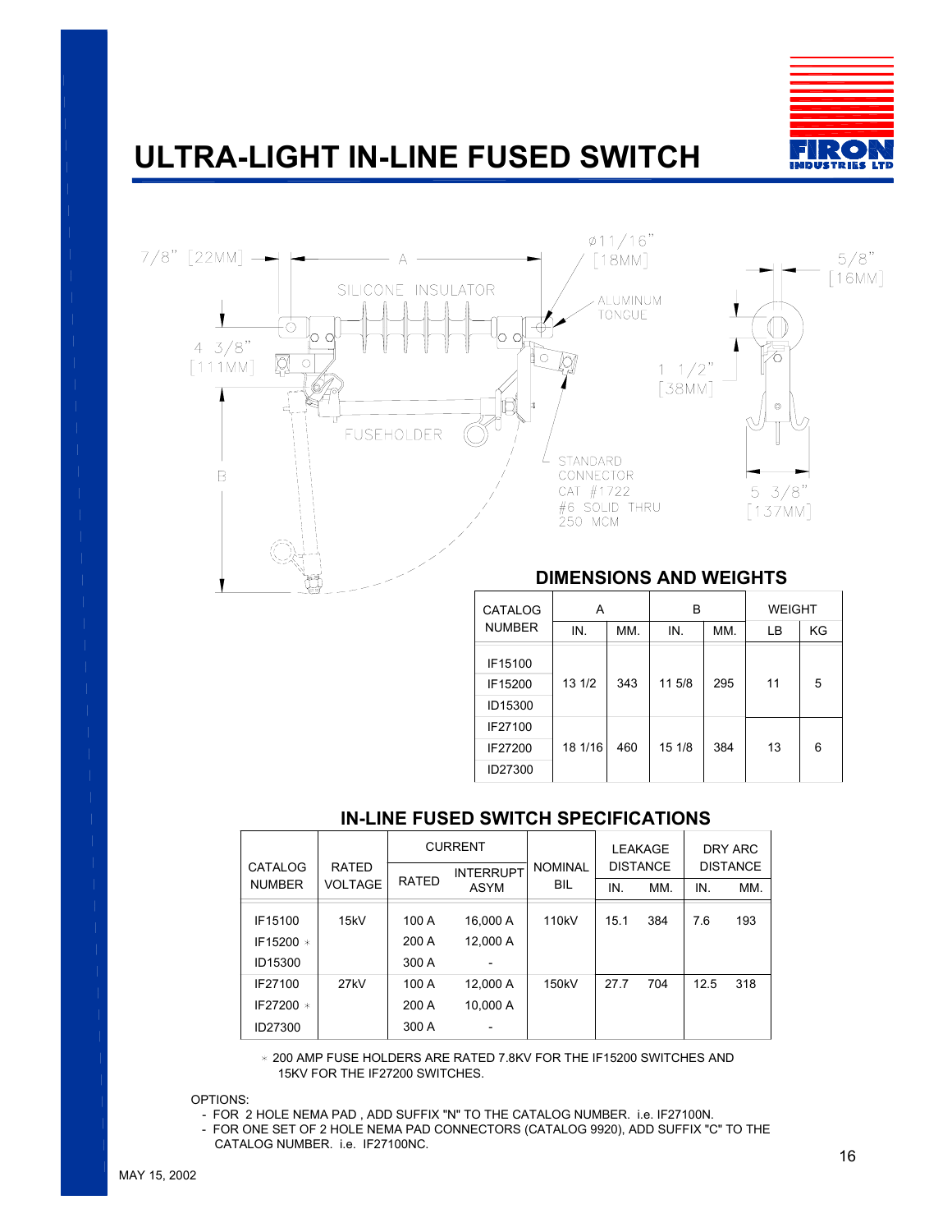# ULTRA-LIGHT IN-LINE FUSED SWITCH

7/8" [22MM]
A
Ø11/16" [18MM]
5/8" [16MM]
SILICONE INSULATOR
ALUMINUM TONGUE
4 3/8" [111MM]
1 1/2" [38MM]
FUSEHOLDER
B
STANDARD CONNECTOR CAT #1722 #6 SOLID THRU 250 MCM
5 3/8" [137MM]

## DIMENSIONS AND WEIGHTS

| CATALOG NUMBER | A | | B | | WEIGHT | |
|---|---|---|---|---|---|---|
| | IN. | MM. | IN. | MM. | LB | KG |
| IF15100<br>IF15200<br>ID15300 | 13 1/2 | 343 | 11 5/8 | 295 | 11 | 5 |
| IF27100<br>IF27200<br>ID27300 | 18 1/16 | 460 | 15 1/8 | 384 | 13 | 6 |

## IN-LINE FUSED SWITCH SPECIFICATIONS

| CATALOG NUMBER | RATED VOLTAGE | CURRENT | | NOMINAL BIL | LEAKAGE DISTANCE | | DRY ARC DISTANCE | |
|---|---|---|---|---|---|---|---|---|
| | | RATED | INTERRUPT ASYM | | IN. | MM. | IN. | MM. |
| IF15100 | 15kV | 100 A | 16,000 A | 110kV | 15.1 | 384 | 7.6 | 193 |
| IF15200 * | | 200 A | 12,000 A | | | | | |
| ID15300 | | 300 A | - | | | | | |
| IF27100 | 27kV | 100 A | 12,000 A | 150kV | 27.7 | 704 | 12.5 | 318 |
| IF27200 * | | 200 A | 10,000 A | | | | | |
| ID27300 | | 300 A | - | | | | | |

* 200 AMP FUSE HOLDERS ARE RATED 7.8KV FOR THE IF15200 SWITCHES AND 15KV FOR THE IF27200 SWITCHES.

OPTIONS:

- FOR 2 HOLE NEMA PAD , ADD SUFFIX "N" TO THE CATALOG NUMBER. i.e. IF27100N.
- FOR ONE SET OF 2 HOLE NEMA PAD CONNECTORS (CATALOG 9920), ADD SUFFIX "C" TO THE CATALOG NUMBER. i.e. IF27100NC.

MAY 15, 2002